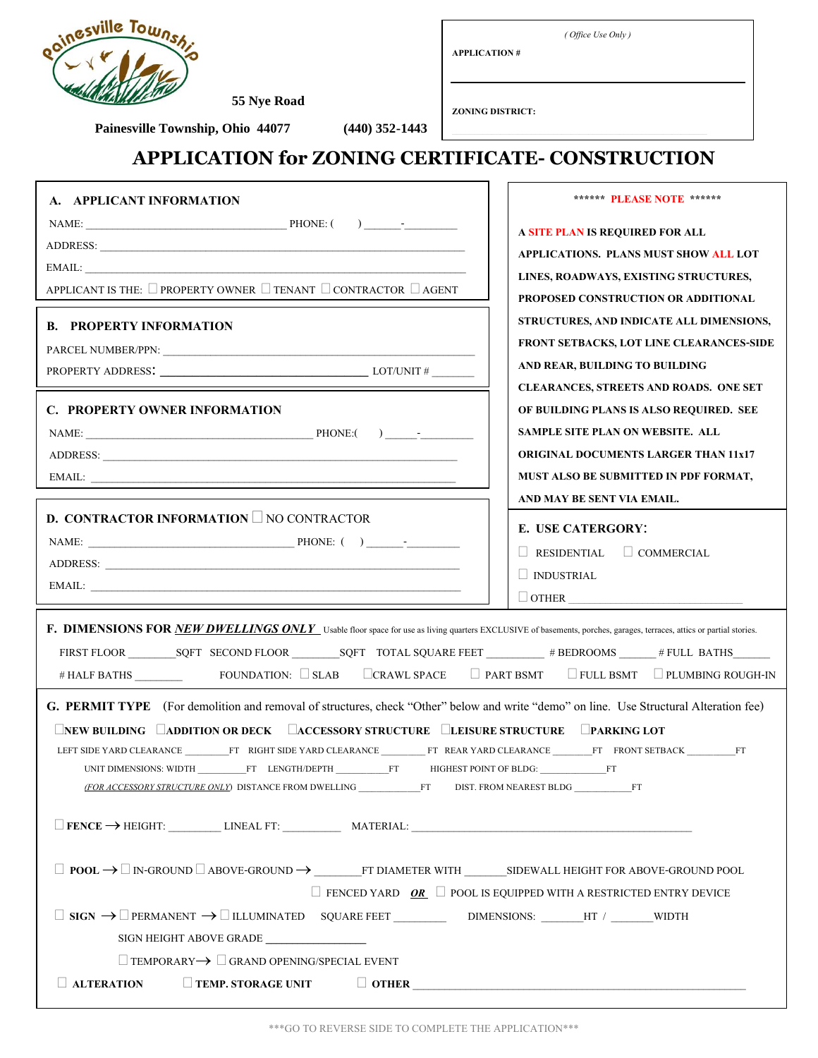Painesville Township

55 Nye Road

Painesville Township, Ohio 44077 (440) 352-1443

*( Office Use Only )*

**APPLICATION #**

**ZONING DISTRICT:**

# APPLICATION for ZONING CERTIFICATE- CONSTRUCTION

## A. APPLICANT INFORMATION

NAME: ______________________________ PHONE: ( ) ______-_________

ADDRESS: ________________________________________________

EMAIL: __________________________________________________

APPLICANT IS THE: ☐ PROPERTY OWNER ☐ TENANT ☐ CONTRACTOR ☐ AGENT

## B. PROPERTY INFORMATION

PARCEL NUMBER/PPN: ______________________________________

PROPERTY ADDRESS: ______________________________ LOT/UNIT # _______

## C. PROPERTY OWNER INFORMATION

NAME: ______________________________ PHONE:( ) _____-_________

ADDRESS: ________________________________________________

EMAIL: __________________________________________________

## D. CONTRACTOR INFORMATION ☐ NO CONTRACTOR

NAME: ______________________________ PHONE: ( ) ______-_________

ADDRESS: ________________________________________________

EMAIL: __________________________________________________

****** **PLEASE NOTE** ******

**A SITE PLAN IS REQUIRED FOR ALL APPLICATIONS. PLANS MUST SHOW ALL LOT LINES, ROADWAYS, EXISTING STRUCTURES, PROPOSED CONSTRUCTION OR ADDITIONAL STRUCTURES, AND INDICATE ALL DIMENSIONS, FRONT SETBACKS, LOT LINE CLEARANCES-SIDE AND REAR, BUILDING TO BUILDING CLEARANCES, STREETS AND ROADS. ONE SET OF BUILDING PLANS IS ALSO REQUIRED. SEE SAMPLE SITE PLAN ON WEBSITE. ALL ORIGINAL DOCUMENTS LARGER THAN 11x17 MUST ALSO BE SUBMITTED IN PDF FORMAT, AND MAY BE SENT VIA EMAIL.**

## E. USE CATERGORY:

☐ RESIDENTIAL ☐ COMMERCIAL

☐ INDUSTRIAL

☐ OTHER ______________________

## F. DIMENSIONS FOR *NEW DWELLINGS ONLY*

Usable floor space for use as living quarters EXCLUSIVE of basements, porches, garages, terraces, attics or partial stories.

FIRST FLOOR ________SQFT SECOND FLOOR ________SQFT TOTAL SQUARE FEET __________ # BEDROOMS ______ # FULL BATHS_______

# HALF BATHS ________ FOUNDATION: ☐ SLAB ☐ CRAWL SPACE ☐ PART BSMT ☐ FULL BSMT ☐ PLUMBING ROUGH-IN

## G. PERMIT TYPE

(For demolition and removal of structures, check "Other" below and write "demo" on line. Use Structural Alteration fee)

☐ **NEW BUILDING** ☐ **ADDITION OR DECK** ☐ **ACCESSORY STRUCTURE** ☐ **LEISURE STRUCTURE** ☐ **PARKING LOT**

LEFT SIDE YARD CLEARANCE ________FT RIGHT SIDE YARD CLEARANCE ________ FT REAR YARD CLEARANCE _______FT FRONT SETBACK _________FT

UNIT DIMENSIONS: WIDTH _________FT LENGTH/DEPTH _________FT HIGHEST POINT OF BLDG: _____________FT

*(FOR ACCESSORY STRUCTURE ONLY)* DISTANCE FROM DWELLING ___________FT DIST. FROM NEAREST BLDG ___________FT

☐ **FENCE** → HEIGHT: ________ LINEAL FT: _________ MATERIAL: ______________________________

☐ **POOL** → ☐ IN-GROUND ☐ ABOVE-GROUND → _______FT DIAMETER WITH _______SIDEWALL HEIGHT FOR ABOVE-GROUND POOL

☐ FENCED YARD ***OR*** ☐ POOL IS EQUIPPED WITH A RESTRICTED ENTRY DEVICE

☐ **SIGN** → ☐ PERMANENT → ☐ ILLUMINATED SQUARE FEET _________ DIMENSIONS: _______HT / _______WIDTH

SIGN HEIGHT ABOVE GRADE ________________

☐ TEMPORARY → ☐ GRAND OPENING/SPECIAL EVENT

☐ **ALTERATION** ☐ **TEMP. STORAGE UNIT** ☐ **OTHER** ______________________________

***GO TO REVERSE SIDE TO COMPLETE THE APPLICATION***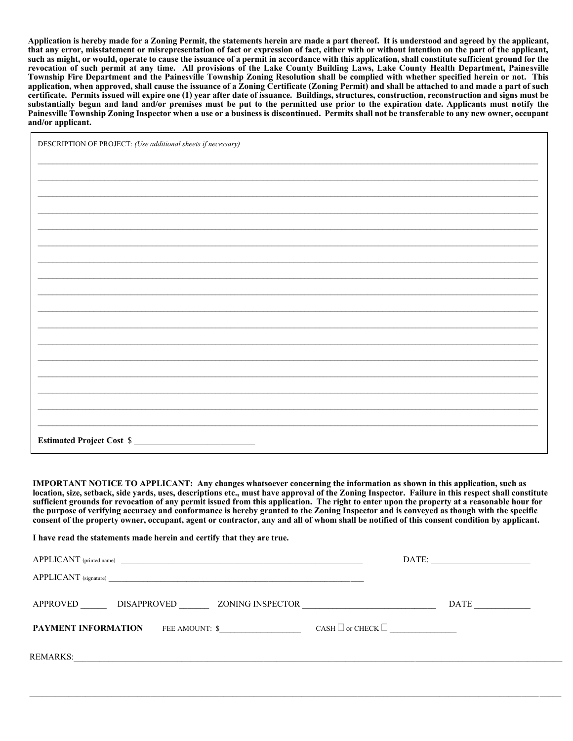**Application is hereby made for a Zoning Permit, the statements herein are made a part thereof. It is understood and agreed by the applicant, that any error, misstatement or misrepresentation of fact or expression of fact, either with or without intention on the part of the applicant, such as might, or would, operate to cause the issuance of a permit in accordance with this application, shall constitute sufficient ground for the revocation of such permit at any time. All provisions of the Lake County Building Laws, Lake County Health Department, Painesville Township Fire Department and the Painesville Township Zoning Resolution shall be complied with whether specified herein or not. This application, when approved, shall cause the issuance of a Zoning Certificate (Zoning Permit) and shall be attached to and made a part of such certificate. Permits issued will expire one (1) year after date of issuance. Buildings, structures, construction, reconstruction and signs must be substantially begun and land and/or premises must be put to the permitted use prior to the expiration date. Applicants must notify the Painesville Township Zoning Inspector when a use or a business is discontinued. Permits shall not be transferable to any new owner, occupant and/or applicant.**

DESCRIPTION OF PROJECT: *(Use additional sheets if necessary)*

______________________________________________________________________

______________________________________________________________________

______________________________________________________________________

______________________________________________________________________

______________________________________________________________________

______________________________________________________________________

______________________________________________________________________

______________________________________________________________________

______________________________________________________________________

______________________________________________________________________

______________________________________________________________________

______________________________________________________________________

______________________________________________________________________

______________________________________________________________________

______________________________________________________________________

______________________________________________________________________

______________________________________________________________________

**Estimated Project Cost** $ ___________________________

**IMPORTANT NOTICE TO APPLICANT: Any changes whatsoever concerning the information as shown in this application, such as location, size, setback, side yards, uses, descriptions etc., must have approval of the Zoning Inspector. Failure in this respect shall constitute sufficient grounds for revocation of any permit issued from this application. The right to enter upon the property at a reasonable hour for the purpose of verifying accuracy and conformance is hereby granted to the Zoning Inspector and is conveyed as though with the specific consent of the property owner, occupant, agent or contractor, any and all of whom shall be notified of this consent condition by applicant.**

**I have read the statements made herein and certify that they are true.**

APPLICANT (printed name) ____________________________________________ DATE: ______________________

APPLICANT (signature) ____________________________________________

APPROVED ______ DISAPPROVED _______ ZONING INSPECTOR ______________________________ DATE ____________

**PAYMENT INFORMATION** FEE AMOUNT: $___________________ CASH ☐ or CHECK ☐ ________________

REMARKS:______________________________________________________________

______________________________________________________________________

______________________________________________________________________